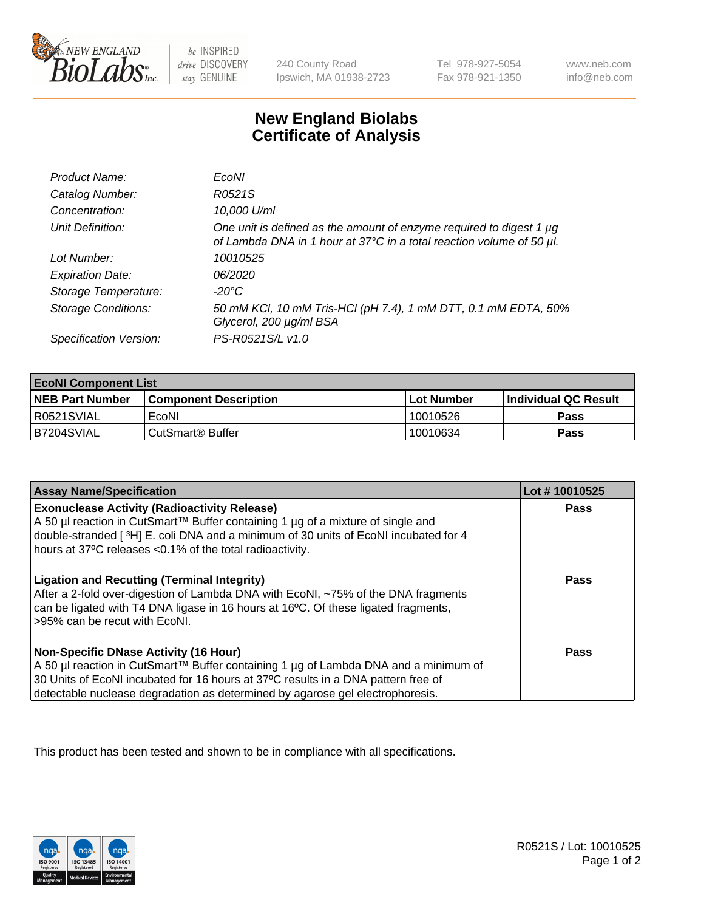New England BioLabs Inc. | be INSPIRED drive DISCOVERY stay GENUINE | 240 County Road, Ipswich, MA 01938-2723 | Tel 978-927-5054, Fax 978-921-1350 | www.neb.com, info@neb.com

# New England Biolabs
# Certificate of Analysis

| | |
|---|---|
| *Product Name:* | *EcoNI* |
| *Catalog Number:* | *R0521S* |
| *Concentration:* | *10,000 U/ml* |
| *Unit Definition:* | *One unit is defined as the amount of enzyme required to digest 1 µg of Lambda DNA in 1 hour at 37°C in a total reaction volume of 50 µl.* |
| *Lot Number:* | *10010525* |
| *Expiration Date:* | *06/2020* |
| *Storage Temperature:* | *-20°C* |
| *Storage Conditions:* | *50 mM KCl, 10 mM Tris-HCl (pH 7.4), 1 mM DTT, 0.1 mM EDTA, 50% Glycerol, 200 µg/ml BSA* |
| *Specification Version:* | *PS-R0521S/L v1.0* |

| **EcoNI Component List** | | | |
|---|---|---|---|
| **NEB Part Number** | **Component Description** | **Lot Number** | **Individual QC Result** |
| R0521SVIAL | EcoNI | 10010526 | **Pass** |
| B7204SVIAL | CutSmart® Buffer | 10010634 | **Pass** |

| **Assay Name/Specification** | **Lot # 10010525** |
|---|---|
| **Exonuclease Activity (Radioactivity Release)** A 50 µl reaction in CutSmart™ Buffer containing 1 µg of a mixture of single and double-stranded [ $^{3}$H] E. coli DNA and a minimum of 30 units of EcoNI incubated for 4 hours at 37ºC releases <0.1% of the total radioactivity. | **Pass** |
| **Ligation and Recutting (Terminal Integrity)** After a 2-fold over-digestion of Lambda DNA with EcoNI, ~75% of the DNA fragments can be ligated with T4 DNA ligase in 16 hours at 16ºC. Of these ligated fragments, >95% can be recut with EcoNI. | **Pass** |
| **Non-Specific DNase Activity (16 Hour)** A 50 µl reaction in CutSmart™ Buffer containing 1 µg of Lambda DNA and a minimum of 30 Units of EcoNI incubated for 16 hours at 37ºC results in a DNA pattern free of detectable nuclease degradation as determined by agarose gel electrophoresis. | **Pass** |

This product has been tested and shown to be in compliance with all specifications.

R0521S / Lot: 10010525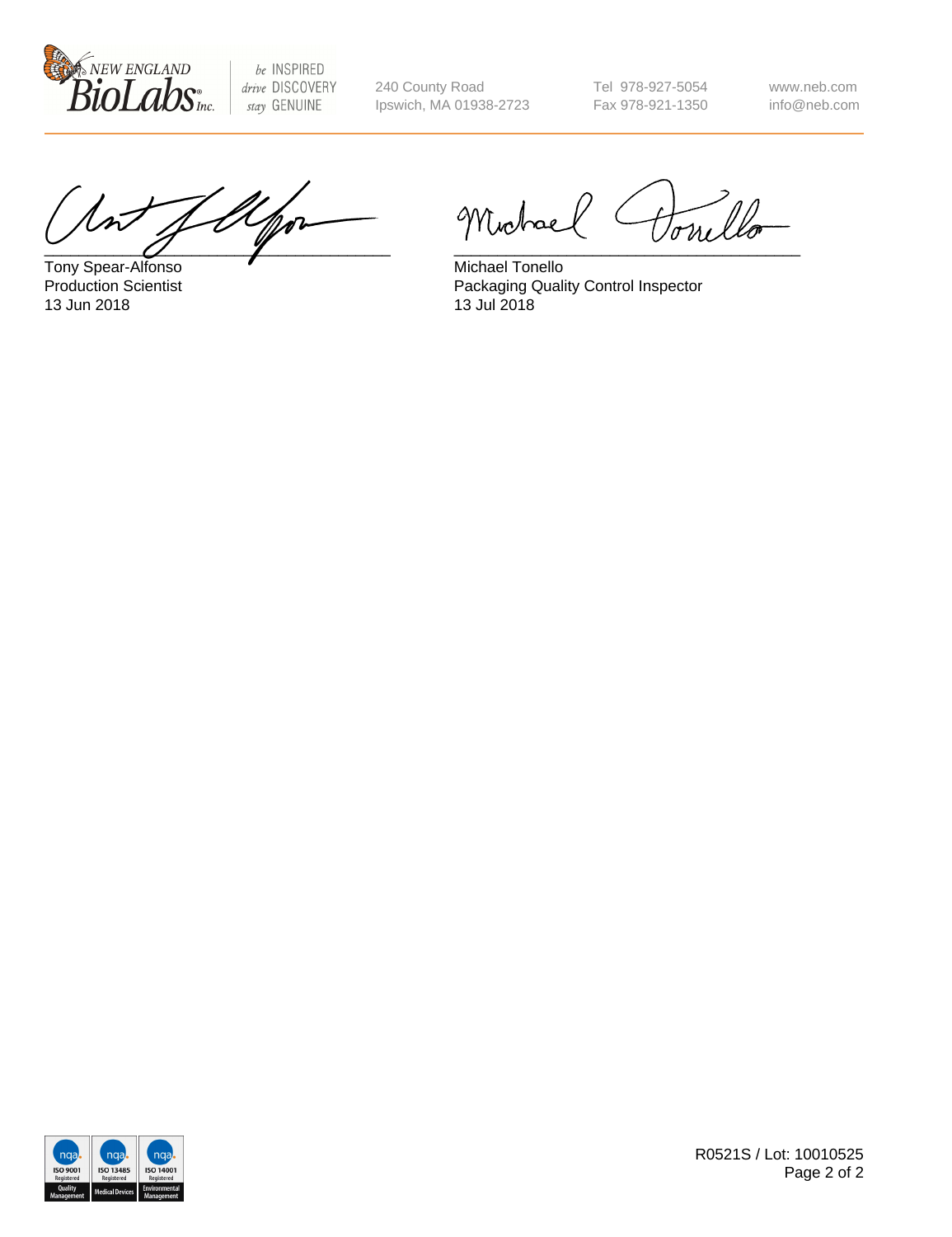NEW ENGLAND BioLabs® Inc.

be INSPIRED
drive DISCOVERY
stay GENUINE

240 County Road
Ipswich, MA 01938-2723

Tel 978-927-5054
Fax 978-921-1350

www.neb.com
info@neb.com

Tony Spear-Alfonso
Production Scientist
13 Jun 2018

Michael Tonello
Packaging Quality Control Inspector
13 Jul 2018

ISO 9001 Registered Quality Management | ISO 13485 Registered Medical Devices | ISO 14001 Registered Environmental Management

R0521S / Lot: 10010525